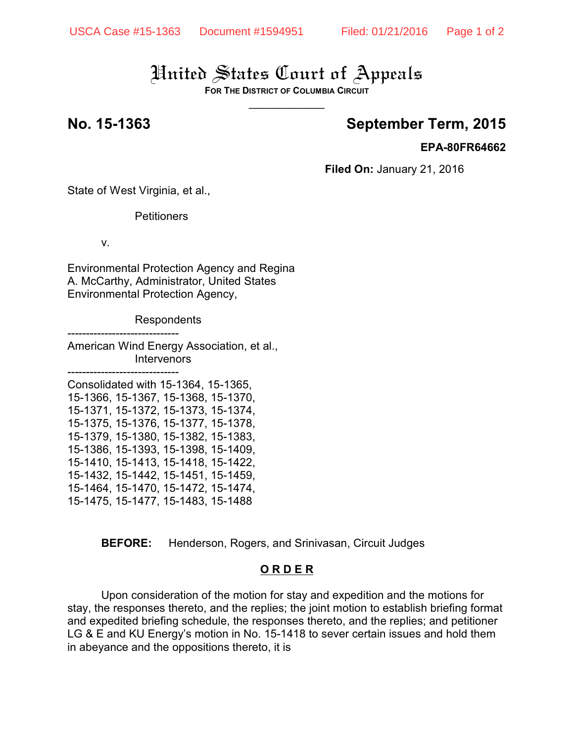# United States Court of Appeals

**FOR THE DISTRICT OF COLUMBIA CIRCUIT**

---

**No. 15-1363** **September Term, 2015**

**EPA-80FR64662**

**Filed On:** January 21, 2016

State of West Virginia, et al.,

Petitioners

v.

Environmental Protection Agency and Regina A. McCarthy, Administrator, United States Environmental Protection Agency,

Respondents

------------------------------

American Wind Energy Association, et al.,
Intervenors

------------------------------

Consolidated with 15-1364, 15-1365, 15-1366, 15-1367, 15-1368, 15-1370, 15-1371, 15-1372, 15-1373, 15-1374, 15-1375, 15-1376, 15-1377, 15-1378, 15-1379, 15-1380, 15-1382, 15-1383, 15-1386, 15-1393, 15-1398, 15-1409, 15-1410, 15-1413, 15-1418, 15-1422, 15-1432, 15-1442, 15-1451, 15-1459, 15-1464, 15-1470, 15-1472, 15-1474, 15-1475, 15-1477, 15-1483, 15-1488

**BEFORE:** Henderson, Rogers, and Srinivasan, Circuit Judges

## ORDER

Upon consideration of the motion for stay and expedition and the motions for stay, the responses thereto, and the replies; the joint motion to establish briefing format and expedited briefing schedule, the responses thereto, and the replies; and petitioner LG & E and KU Energy's motion in No. 15-1418 to sever certain issues and hold them in abeyance and the oppositions thereto, it is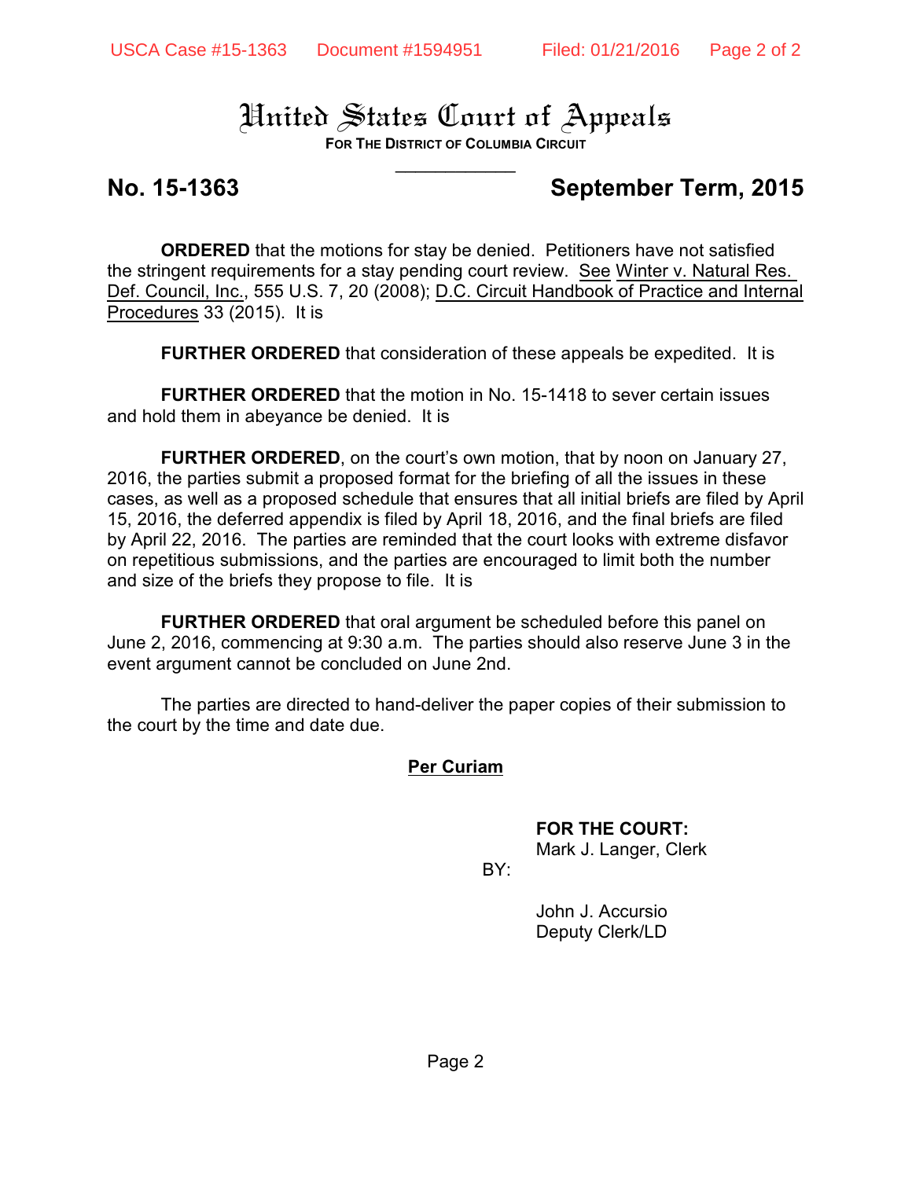# United States Court of Appeals

**FOR THE DISTRICT OF COLUMBIA CIRCUIT**

---

## No. 15-1363 September Term, 2015

**ORDERED** that the motions for stay be denied. Petitioners have not satisfied the stringent requirements for a stay pending court review. See Winter v. Natural Res. Def. Council, Inc., 555 U.S. 7, 20 (2008); D.C. Circuit Handbook of Practice and Internal Procedures 33 (2015). It is

**FURTHER ORDERED** that consideration of these appeals be expedited. It is

**FURTHER ORDERED** that the motion in No. 15-1418 to sever certain issues and hold them in abeyance be denied. It is

**FURTHER ORDERED**, on the court's own motion, that by noon on January 27, 2016, the parties submit a proposed format for the briefing of all the issues in these cases, as well as a proposed schedule that ensures that all initial briefs are filed by April 15, 2016, the deferred appendix is filed by April 18, 2016, and the final briefs are filed by April 22, 2016. The parties are reminded that the court looks with extreme disfavor on repetitious submissions, and the parties are encouraged to limit both the number and size of the briefs they propose to file. It is

**FURTHER ORDERED** that oral argument be scheduled before this panel on June 2, 2016, commencing at 9:30 a.m. The parties should also reserve June 3 in the event argument cannot be concluded on June 2nd.

The parties are directed to hand-deliver the paper copies of their submission to the court by the time and date due.

**Per Curiam**

**FOR THE COURT:**
Mark J. Langer, Clerk

BY:

John J. Accursio
Deputy Clerk/LD